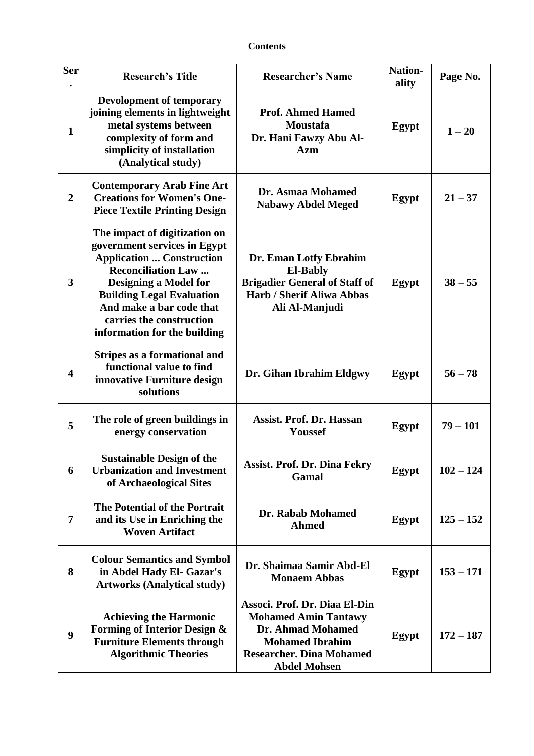**Contents**

| Ser. | Research's Title | Researcher's Name | Nation-ality | Page No. |
|---|---|---|---|---|
| 1 | Devolopment of temporary joining elements in lightweight metal systems between complexity of form and simplicity of installation (Analytical study) | Prof. Ahmed Hamed Moustafa<br>Dr. Hani Fawzy Abu Al-Azm | Egypt | 1 – 20 |
| 2 | Contemporary Arab Fine Art Creations for Women's One-Piece Textile Printing Design | Dr. Asmaa Mohamed Nabawy Abdel Meged | Egypt | 21 – 37 |
| 3 | The impact of digitization on government services in Egypt Application ... Construction Reconciliation Law ... Designing a Model for Building Legal Evaluation And make a bar code that carries the construction information for the building | Dr. Eman Lotfy Ebrahim El-Bably<br>Brigadier General of Staff of Harb / Sherif Aliwa Abbas Ali Al-Manjudi | Egypt | 38 – 55 |
| 4 | Stripes as a formational and functional value to find innovative Furniture design solutions | Dr. Gihan Ibrahim Eldgwy | Egypt | 56 – 78 |
| 5 | The role of green buildings in energy conservation | Assist. Prof. Dr. Hassan Youssef | Egypt | 79 – 101 |
| 6 | Sustainable Design of the Urbanization and Investment of Archaeological Sites | Assist. Prof. Dr. Dina Fekry Gamal | Egypt | 102 – 124 |
| 7 | The Potential of the Portrait and its Use in Enriching the Woven Artifact | Dr. Rabab Mohamed Ahmed | Egypt | 125 – 152 |
| 8 | Colour Semantics and Symbol in Abdel Hady El- Gazar's Artworks (Analytical study) | Dr. Shaimaa Samir Abd-El Monaem Abbas | Egypt | 153 – 171 |
| 9 | Achieving the Harmonic Forming of Interior Design & Furniture Elements through Algorithmic Theories | Associ. Prof. Dr. Diaa El-Din Mohamed Amin Tantawy<br>Dr. Ahmad Mohamed Mohamed Ibrahim<br>Researcher. Dina Mohamed Abdel Mohsen | Egypt | 172 – 187 |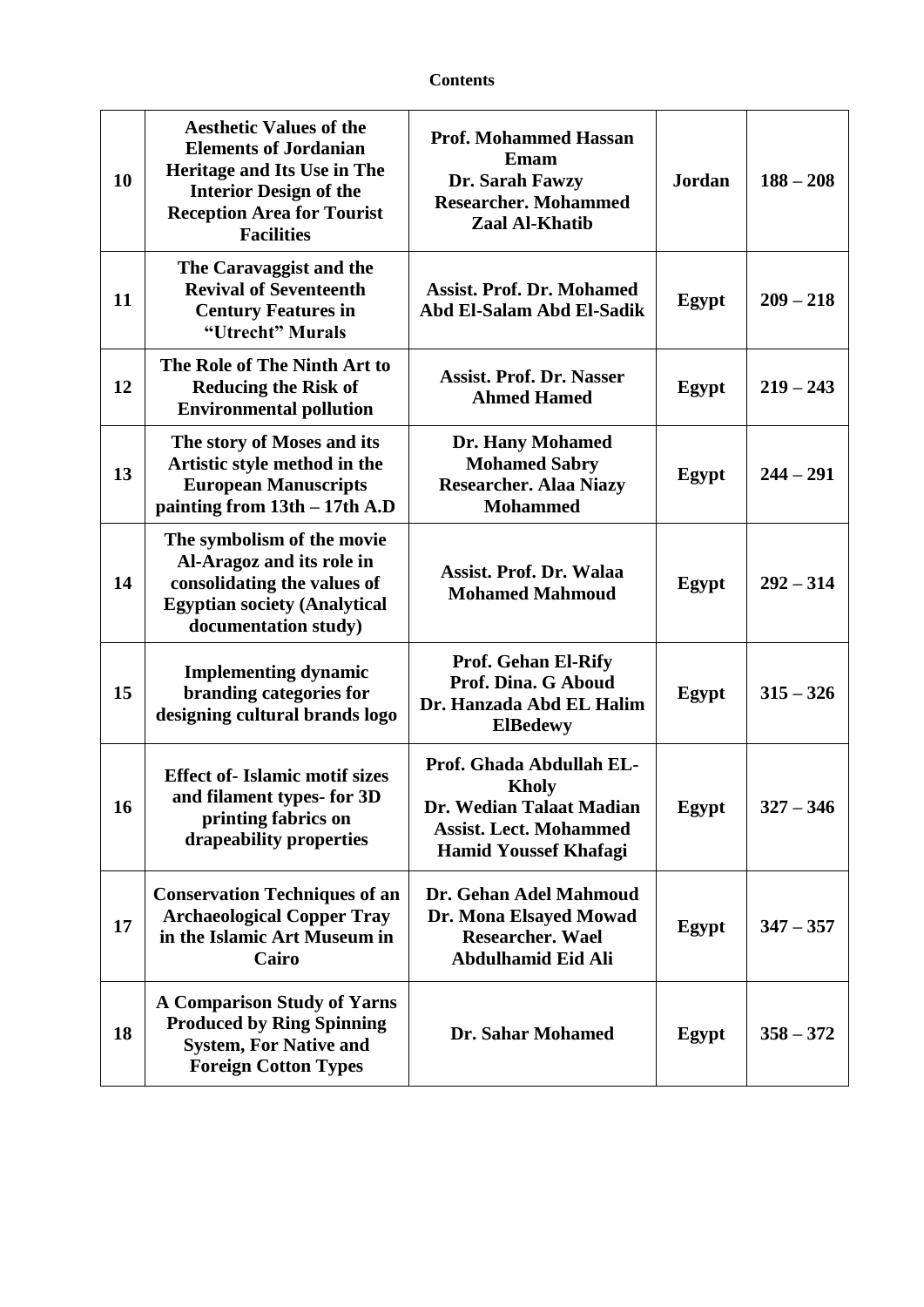**Contents**

| | | | | |
|---|---|---|---|---|
| **10** | **Aesthetic Values of the Elements of Jordanian Heritage and Its Use in The Interior Design of the Reception Area for Tourist Facilities** | **Prof. Mohammed Hassan Emam**<br>**Dr. Sarah Fawzy**<br>**Researcher. Mohammed Zaal Al-Khatib** | **Jordan** | **188 – 208** |
| **11** | **The Caravaggist and the Revival of Seventeenth Century Features in "Utrecht" Murals** | **Assist. Prof. Dr. Mohamed Abd El-Salam Abd El-Sadik** | **Egypt** | **209 – 218** |
| **12** | **The Role of The Ninth Art to Reducing the Risk of Environmental pollution** | **Assist. Prof. Dr. Nasser Ahmed Hamed** | **Egypt** | **219 – 243** |
| **13** | **The story of Moses and its Artistic style method in the European Manuscripts painting from 13th – 17th A.D** | **Dr. Hany Mohamed Mohamed Sabry**<br>**Researcher. Alaa Niazy Mohammed** | **Egypt** | **244 – 291** |
| **14** | **The symbolism of the movie Al-Aragoz and its role in consolidating the values of Egyptian society (Analytical documentation study)** | **Assist. Prof. Dr. Walaa Mohamed Mahmoud** | **Egypt** | **292 – 314** |
| **15** | **Implementing dynamic branding categories for designing cultural brands logo** | **Prof. Gehan El-Rify**<br>**Prof. Dina. G Aboud**<br>**Dr. Hanzada Abd EL Halim ElBedewy** | **Egypt** | **315 – 326** |
| **16** | **Effect of- Islamic motif sizes and filament types- for 3D printing fabrics on drapeability properties** | **Prof. Ghada Abdullah EL-Kholy**<br>**Dr. Wedian Talaat Madian**<br>**Assist. Lect. Mohammed Hamid Youssef Khafagi** | **Egypt** | **327 – 346** |
| **17** | **Conservation Techniques of an Archaeological Copper Tray in the Islamic Art Museum in Cairo** | **Dr. Gehan Adel Mahmoud**<br>**Dr. Mona Elsayed Mowad**<br>**Researcher. Wael Abdulhamid Eid Ali** | **Egypt** | **347 – 357** |
| **18** | **A Comparison Study of Yarns Produced by Ring Spinning System, For Native and Foreign Cotton Types** | **Dr. Sahar Mohamed** | **Egypt** | **358 – 372** |